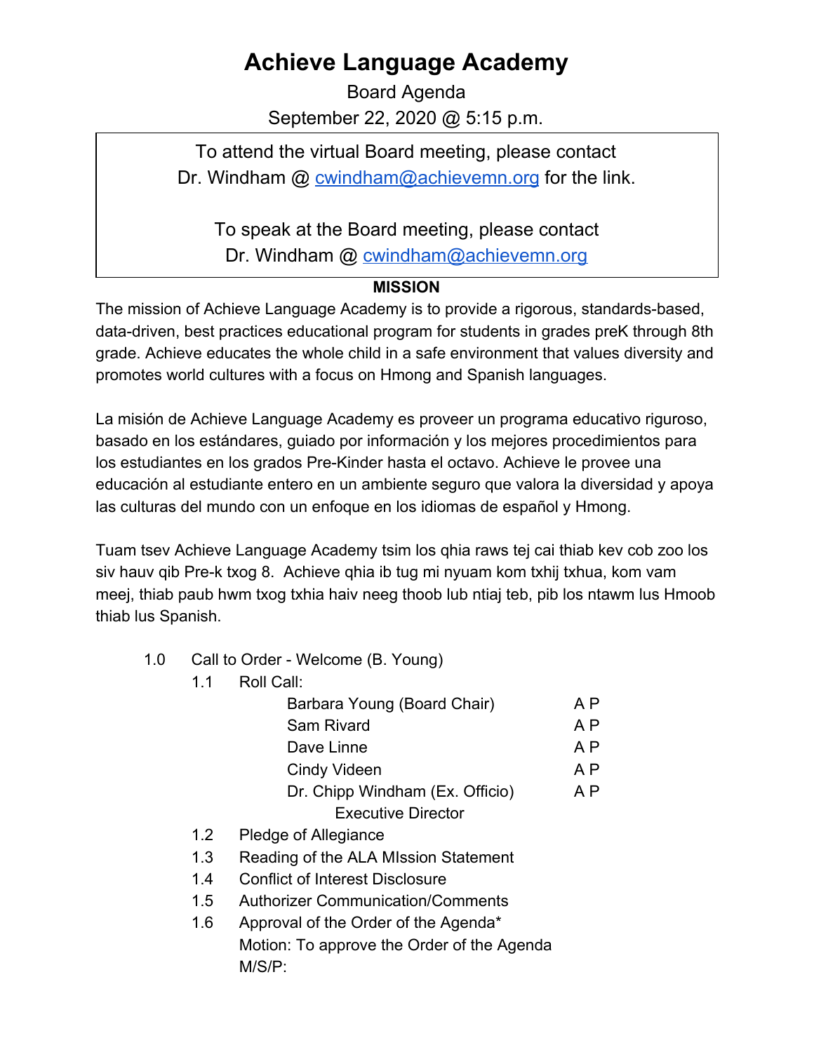# Achieve Language Academy

Board Agenda

September 22, 2020 @ 5:15 p.m.

> To attend the virtual Board meeting, please contact Dr. Windham @ cwindham@achievemn.org for the link.
>
> To speak at the Board meeting, please contact Dr. Windham @ cwindham@achievemn.org

**MISSION**

The mission of Achieve Language Academy is to provide a rigorous, standards-based, data-driven, best practices educational program for students in grades preK through 8th grade. Achieve educates the whole child in a safe environment that values diversity and promotes world cultures with a focus on Hmong and Spanish languages.

La misión de Achieve Language Academy es proveer un programa educativo riguroso, basado en los estándares, guiado por información y los mejores procedimientos para los estudiantes en los grados Pre-Kinder hasta el octavo. Achieve le provee una educación al estudiante entero en un ambiente seguro que valora la diversidad y apoya las culturas del mundo con un enfoque en los idiomas de español y Hmong.

Tuam tsev Achieve Language Academy tsim los qhia raws tej cai thiab kev cob zoo los siv hauv qib Pre-k txog 8. Achieve qhia ib tug mi nyuam kom txhij txhua, kom vam meej, thiab paub hwm txog txhia haiv neeg thoob lub ntiaj teb, pib los ntawm lus Hmoob thiab lus Spanish.

1.0 Call to Order - Welcome (B. Young)

- 1.1 Roll Call:

| | |
|---|---|
| Barbara Young (Board Chair) | A P |
| Sam Rivard | A P |
| Dave Linne | A P |
| Cindy Videen | A P |
| Dr. Chipp Windham (Ex. Officio) Executive Director | A P |

- 1.2 Pledge of Allegiance
- 1.3 Reading of the ALA MIssion Statement
- 1.4 Conflict of Interest Disclosure
- 1.5 Authorizer Communication/Comments
- 1.6 Approval of the Order of the Agenda*

  Motion: To approve the Order of the Agenda

  M/S/P: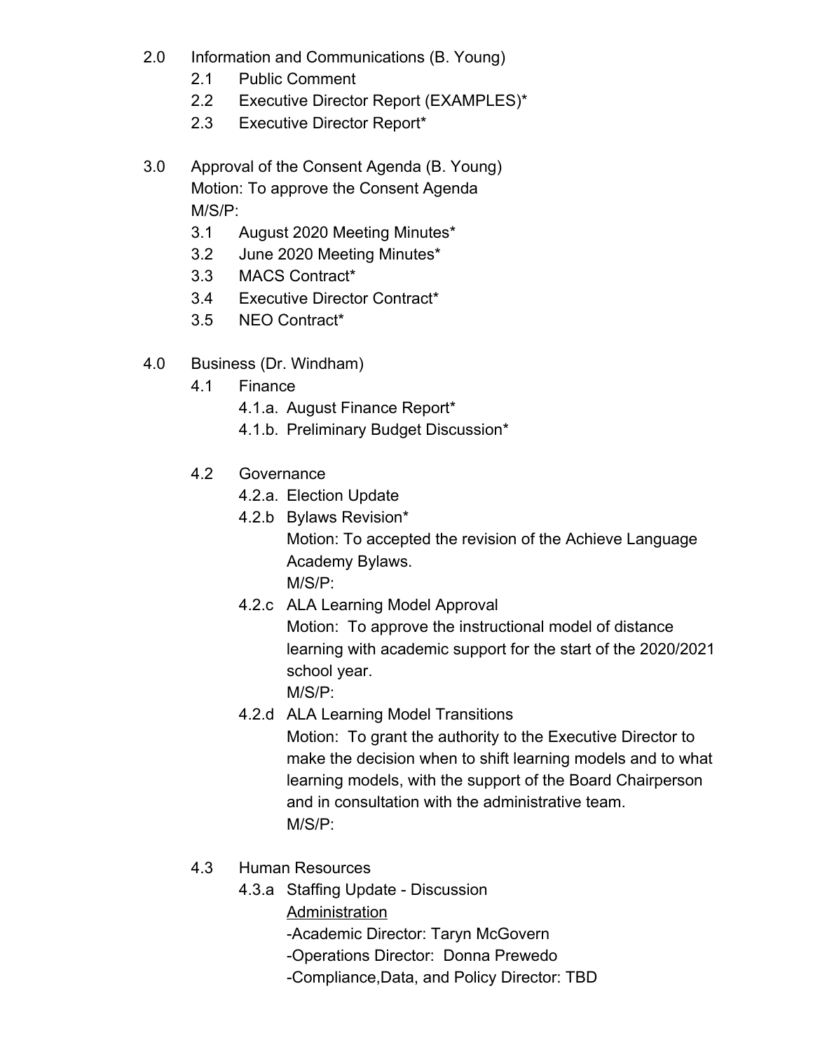- 2.0 Information and Communications (B. Young)
  - 2.1 Public Comment
  - 2.2 Executive Director Report (EXAMPLES)*
  - 2.3 Executive Director Report*

- 3.0 Approval of the Consent Agenda (B. Young)
  Motion: To approve the Consent Agenda
  M/S/P:
  - 3.1 August 2020 Meeting Minutes*
  - 3.2 June 2020 Meeting Minutes*
  - 3.3 MACS Contract*
  - 3.4 Executive Director Contract*
  - 3.5 NEO Contract*

- 4.0 Business (Dr. Windham)
  - 4.1 Finance
    - 4.1.a. August Finance Report*
    - 4.1.b. Preliminary Budget Discussion*

  - 4.2 Governance
    - 4.2.a. Election Update
    - 4.2.b Bylaws Revision*
      Motion: To accepted the revision of the Achieve Language Academy Bylaws.
      M/S/P:
    - 4.2.c ALA Learning Model Approval
      Motion: To approve the instructional model of distance learning with academic support for the start of the 2020/2021 school year.
      M/S/P:
    - 4.2.d ALA Learning Model Transitions
      Motion: To grant the authority to the Executive Director to make the decision when to shift learning models and to what learning models, with the support of the Board Chairperson and in consultation with the administrative team.
      M/S/P:

  - 4.3 Human Resources
    - 4.3.a Staffing Update - Discussion
      <u>Administration</u>
      -Academic Director: Taryn McGovern
      -Operations Director: Donna Prewedo
      -Compliance,Data, and Policy Director: TBD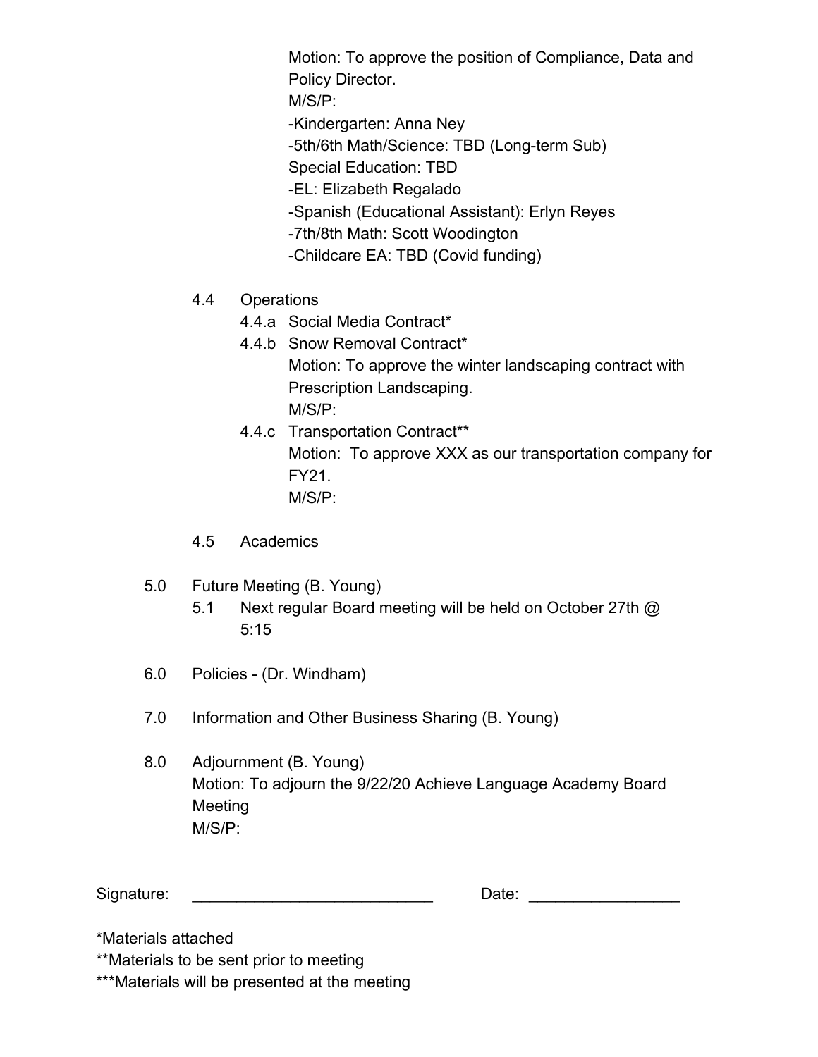Motion: To approve the position of Compliance, Data and Policy Director.
M/S/P:
-Kindergarten: Anna Ney
-5th/6th Math/Science: TBD (Long-term Sub)
Special Education: TBD
-EL: Elizabeth Regalado
-Spanish (Educational Assistant): Erlyn Reyes
-7th/8th Math: Scott Woodington
-Childcare EA: TBD (Covid funding)

4.4 Operations

4.4.a Social Media Contract*

4.4.b Snow Removal Contract*
Motion: To approve the winter landscaping contract with Prescription Landscaping.
M/S/P:

4.4.c Transportation Contract**
Motion: To approve XXX as our transportation company for FY21.
M/S/P:

4.5 Academics

5.0 Future Meeting (B. Young)

5.1 Next regular Board meeting will be held on October 27th @ 5:15

6.0 Policies - (Dr. Windham)

7.0 Information and Other Business Sharing (B. Young)

8.0 Adjournment (B. Young)
Motion: To adjourn the 9/22/20 Achieve Language Academy Board Meeting
M/S/P:

Signature: ___________________________ Date: _________________

*Materials attached
**Materials to be sent prior to meeting
***Materials will be presented at the meeting